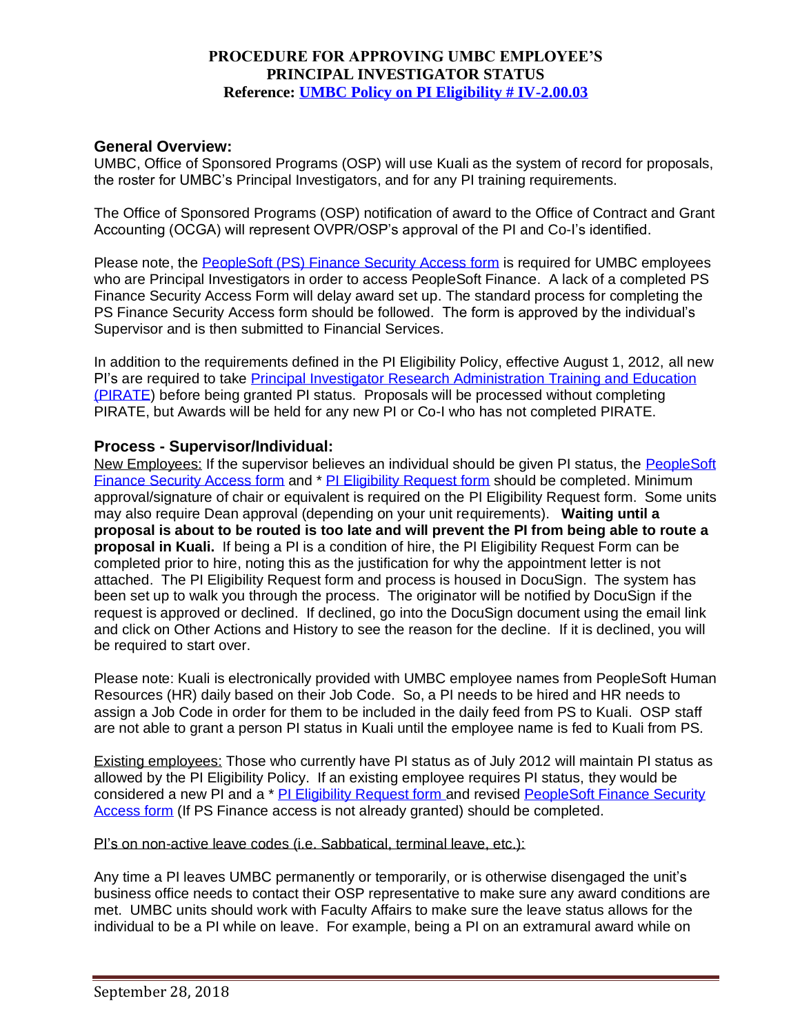**PROCEDURE FOR APPROVING UMBC EMPLOYEE'S PRINCIPAL INVESTIGATOR STATUS**
**Reference: UMBC Policy on PI Eligibility # IV-2.00.03**

## General Overview:

UMBC, Office of Sponsored Programs (OSP) will use Kuali as the system of record for proposals, the roster for UMBC's Principal Investigators, and for any PI training requirements.

The Office of Sponsored Programs (OSP) notification of award to the Office of Contract and Grant Accounting (OCGA) will represent OVPR/OSP's approval of the PI and Co-I's identified.

Please note, the PeopleSoft (PS) Finance Security Access form is required for UMBC employees who are Principal Investigators in order to access PeopleSoft Finance. A lack of a completed PS Finance Security Access Form will delay award set up. The standard process for completing the PS Finance Security Access form should be followed. The form is approved by the individual's Supervisor and is then submitted to Financial Services.

In addition to the requirements defined in the PI Eligibility Policy, effective August 1, 2012, all new PI's are required to take Principal Investigator Research Administration Training and Education (PIRATE) before being granted PI status. Proposals will be processed without completing PIRATE, but Awards will be held for any new PI or Co-I who has not completed PIRATE.

## Process - Supervisor/Individual:

New Employees: If the supervisor believes an individual should be given PI status, the PeopleSoft Finance Security Access form and * PI Eligibility Request form should be completed. Minimum approval/signature of chair or equivalent is required on the PI Eligibility Request form. Some units may also require Dean approval (depending on your unit requirements). **Waiting until a proposal is about to be routed is too late and will prevent the PI from being able to route a proposal in Kuali.** If being a PI is a condition of hire, the PI Eligibility Request Form can be completed prior to hire, noting this as the justification for why the appointment letter is not attached. The PI Eligibility Request form and process is housed in DocuSign. The system has been set up to walk you through the process. The originator will be notified by DocuSign if the request is approved or declined. If declined, go into the DocuSign document using the email link and click on Other Actions and History to see the reason for the decline. If it is declined, you will be required to start over.

Please note: Kuali is electronically provided with UMBC employee names from PeopleSoft Human Resources (HR) daily based on their Job Code. So, a PI needs to be hired and HR needs to assign a Job Code in order for them to be included in the daily feed from PS to Kuali. OSP staff are not able to grant a person PI status in Kuali until the employee name is fed to Kuali from PS.

Existing employees: Those who currently have PI status as of July 2012 will maintain PI status as allowed by the PI Eligibility Policy. If an existing employee requires PI status, they would be considered a new PI and a * PI Eligibility Request form and revised PeopleSoft Finance Security Access form (If PS Finance access is not already granted) should be completed.

PI's on non-active leave codes (i.e. Sabbatical, terminal leave, etc.):

Any time a PI leaves UMBC permanently or temporarily, or is otherwise disengaged the unit's business office needs to contact their OSP representative to make sure any award conditions are met. UMBC units should work with Faculty Affairs to make sure the leave status allows for the individual to be a PI while on leave. For example, being a PI on an extramural award while on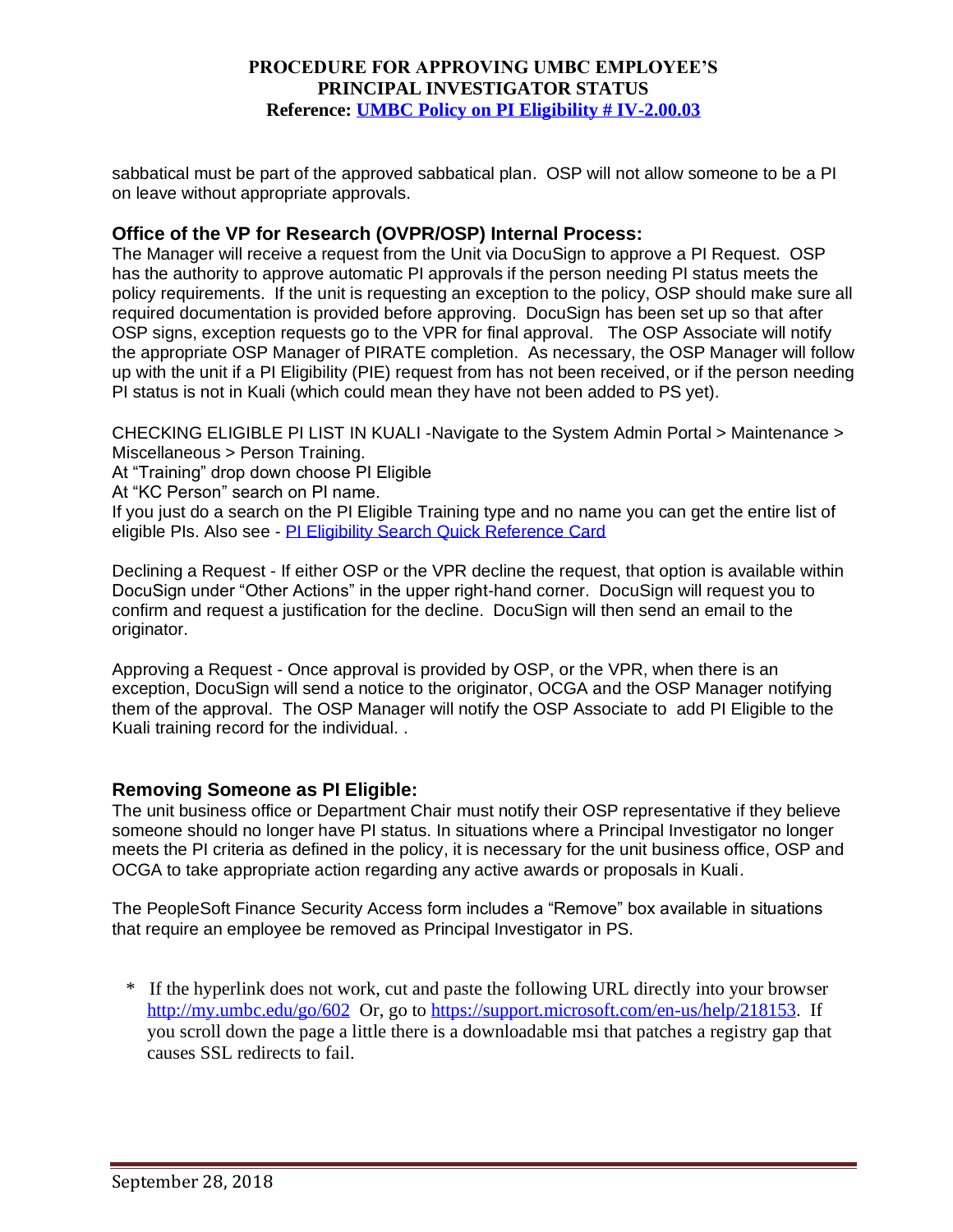sabbatical must be part of the approved sabbatical plan. OSP will not allow someone to be a PI on leave without appropriate approvals.

### Office of the VP for Research (OVPR/OSP) Internal Process:

The Manager will receive a request from the Unit via DocuSign to approve a PI Request. OSP has the authority to approve automatic PI approvals if the person needing PI status meets the policy requirements. If the unit is requesting an exception to the policy, OSP should make sure all required documentation is provided before approving. DocuSign has been set up so that after OSP signs, exception requests go to the VPR for final approval. The OSP Associate will notify the appropriate OSP Manager of PIRATE completion. As necessary, the OSP Manager will follow up with the unit if a PI Eligibility (PIE) request from has not been received, or if the person needing PI status is not in Kuali (which could mean they have not been added to PS yet).

CHECKING ELIGIBLE PI LIST IN KUALI -Navigate to the System Admin Portal > Maintenance > Miscellaneous > Person Training.
At "Training" drop down choose PI Eligible
At "KC Person" search on PI name.
If you just do a search on the PI Eligible Training type and no name you can get the entire list of eligible PIs. Also see - [PI Eligibility Search Quick Reference Card]

Declining a Request - If either OSP or the VPR decline the request, that option is available within DocuSign under "Other Actions" in the upper right-hand corner. DocuSign will request you to confirm and request a justification for the decline. DocuSign will then send an email to the originator.

Approving a Request - Once approval is provided by OSP, or the VPR, when there is an exception, DocuSign will send a notice to the originator, OCGA and the OSP Manager notifying them of the approval. The OSP Manager will notify the OSP Associate to add PI Eligible to the Kuali training record for the individual. .

### Removing Someone as PI Eligible:

The unit business office or Department Chair must notify their OSP representative if they believe someone should no longer have PI status. In situations where a Principal Investigator no longer meets the PI criteria as defined in the policy, it is necessary for the unit business office, OSP and OCGA to take appropriate action regarding any active awards or proposals in Kuali.

The PeopleSoft Finance Security Access form includes a "Remove" box available in situations that require an employee be removed as Principal Investigator in PS.

\* If the hyperlink does not work, cut and paste the following URL directly into your browser http://my.umbc.edu/go/602 Or, go to https://support.microsoft.com/en-us/help/218153. If you scroll down the page a little there is a downloadable msi that patches a registry gap that causes SSL redirects to fail.